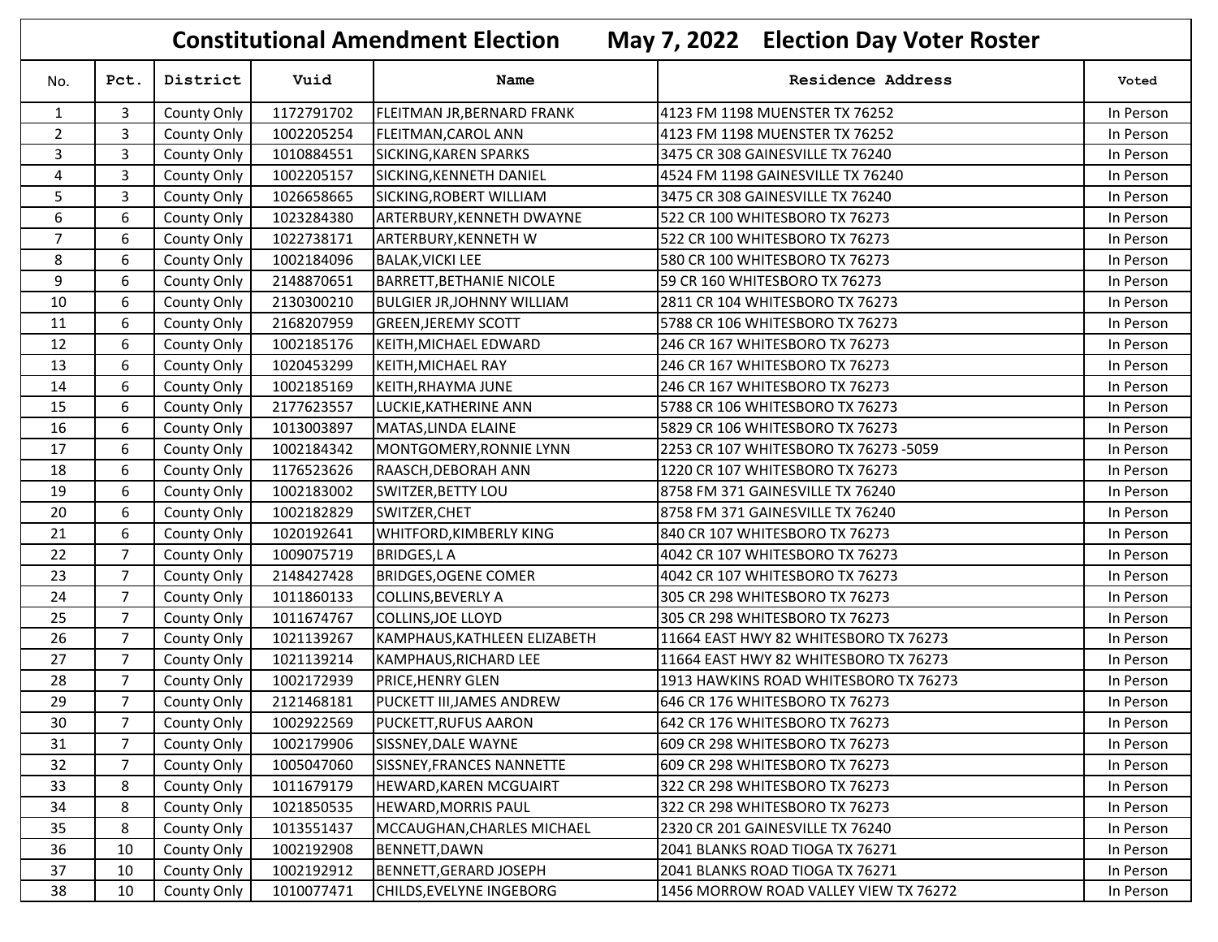# Constitutional Amendment Election    May 7, 2022    Election Day Voter Roster

| No. | Pct. | District | Vuid | Name | Residence Address | Voted |
|---|---|---|---|---|---|---|
| 1 | 3 | County Only | 1172791702 | FLEITMAN JR,BERNARD FRANK | 4123 FM 1198 MUENSTER TX 76252 | In Person |
| 2 | 3 | County Only | 1002205254 | FLEITMAN,CAROL ANN | 4123 FM 1198 MUENSTER TX 76252 | In Person |
| 3 | 3 | County Only | 1010884551 | SICKING,KAREN SPARKS | 3475 CR 308 GAINESVILLE TX 76240 | In Person |
| 4 | 3 | County Only | 1002205157 | SICKING,KENNETH DANIEL | 4524 FM 1198 GAINESVILLE TX 76240 | In Person |
| 5 | 3 | County Only | 1026658665 | SICKING,ROBERT WILLIAM | 3475 CR 308 GAINESVILLE TX 76240 | In Person |
| 6 | 6 | County Only | 1023284380 | ARTERBURY,KENNETH DWAYNE | 522 CR 100 WHITESBORO TX 76273 | In Person |
| 7 | 6 | County Only | 1022738171 | ARTERBURY,KENNETH W | 522 CR 100 WHITESBORO TX 76273 | In Person |
| 8 | 6 | County Only | 1002184096 | BALAK,VICKI LEE | 580 CR 100 WHITESBORO TX 76273 | In Person |
| 9 | 6 | County Only | 2148870651 | BARRETT,BETHANIE NICOLE | 59 CR 160 WHITESBORO TX 76273 | In Person |
| 10 | 6 | County Only | 2130300210 | BULGIER JR,JOHNNY WILLIAM | 2811 CR 104 WHITESBORO TX 76273 | In Person |
| 11 | 6 | County Only | 2168207959 | GREEN,JEREMY SCOTT | 5788 CR 106 WHITESBORO TX 76273 | In Person |
| 12 | 6 | County Only | 1002185176 | KEITH,MICHAEL EDWARD | 246 CR 167 WHITESBORO TX 76273 | In Person |
| 13 | 6 | County Only | 1020453299 | KEITH,MICHAEL RAY | 246 CR 167 WHITESBORO TX 76273 | In Person |
| 14 | 6 | County Only | 1002185169 | KEITH,RHAYMA JUNE | 246 CR 167 WHITESBORO TX 76273 | In Person |
| 15 | 6 | County Only | 2177623557 | LUCKIE,KATHERINE ANN | 5788 CR 106 WHITESBORO TX 76273 | In Person |
| 16 | 6 | County Only | 1013003897 | MATAS,LINDA ELAINE | 5829 CR 106 WHITESBORO TX 76273 | In Person |
| 17 | 6 | County Only | 1002184342 | MONTGOMERY,RONNIE LYNN | 2253 CR 107 WHITESBORO TX 76273 -5059 | In Person |
| 18 | 6 | County Only | 1176523626 | RAASCH,DEBORAH ANN | 1220 CR 107 WHITESBORO TX 76273 | In Person |
| 19 | 6 | County Only | 1002183002 | SWITZER,BETTY LOU | 8758 FM 371 GAINESVILLE TX 76240 | In Person |
| 20 | 6 | County Only | 1002182829 | SWITZER,CHET | 8758 FM 371 GAINESVILLE TX 76240 | In Person |
| 21 | 6 | County Only | 1020192641 | WHITFORD,KIMBERLY KING | 840 CR 107 WHITESBORO TX 76273 | In Person |
| 22 | 7 | County Only | 1009075719 | BRIDGES,L A | 4042 CR 107 WHITESBORO TX 76273 | In Person |
| 23 | 7 | County Only | 2148427428 | BRIDGES,OGENE COMER | 4042 CR 107 WHITESBORO TX 76273 | In Person |
| 24 | 7 | County Only | 1011860133 | COLLINS,BEVERLY A | 305 CR 298 WHITESBORO TX 76273 | In Person |
| 25 | 7 | County Only | 1011674767 | COLLINS,JOE LLOYD | 305 CR 298 WHITESBORO TX 76273 | In Person |
| 26 | 7 | County Only | 1021139267 | KAMPHAUS,KATHLEEN ELIZABETH | 11664 EAST HWY 82 WHITESBORO TX 76273 | In Person |
| 27 | 7 | County Only | 1021139214 | KAMPHAUS,RICHARD LEE | 11664 EAST HWY 82 WHITESBORO TX 76273 | In Person |
| 28 | 7 | County Only | 1002172939 | PRICE,HENRY GLEN | 1913 HAWKINS ROAD WHITESBORO TX 76273 | In Person |
| 29 | 7 | County Only | 2121468181 | PUCKETT III,JAMES ANDREW | 646 CR 176 WHITESBORO TX 76273 | In Person |
| 30 | 7 | County Only | 1002922569 | PUCKETT,RUFUS AARON | 642 CR 176 WHITESBORO TX 76273 | In Person |
| 31 | 7 | County Only | 1002179906 | SISSNEY,DALE WAYNE | 609 CR 298 WHITESBORO TX 76273 | In Person |
| 32 | 7 | County Only | 1005047060 | SISSNEY,FRANCES NANNETTE | 609 CR 298 WHITESBORO TX 76273 | In Person |
| 33 | 8 | County Only | 1011679179 | HEWARD,KAREN MCGUAIRT | 322 CR 298 WHITESBORO TX 76273 | In Person |
| 34 | 8 | County Only | 1021850535 | HEWARD,MORRIS PAUL | 322 CR 298 WHITESBORO TX 76273 | In Person |
| 35 | 8 | County Only | 1013551437 | MCCAUGHAN,CHARLES MICHAEL | 2320 CR 201 GAINESVILLE TX 76240 | In Person |
| 36 | 10 | County Only | 1002192908 | BENNETT,DAWN | 2041 BLANKS ROAD TIOGA TX 76271 | In Person |
| 37 | 10 | County Only | 1002192912 | BENNETT,GERARD JOSEPH | 2041 BLANKS ROAD TIOGA TX 76271 | In Person |
| 38 | 10 | County Only | 1010077471 | CHILDS,EVELYNE INGEBORG | 1456 MORROW ROAD VALLEY VIEW TX 76272 | In Person |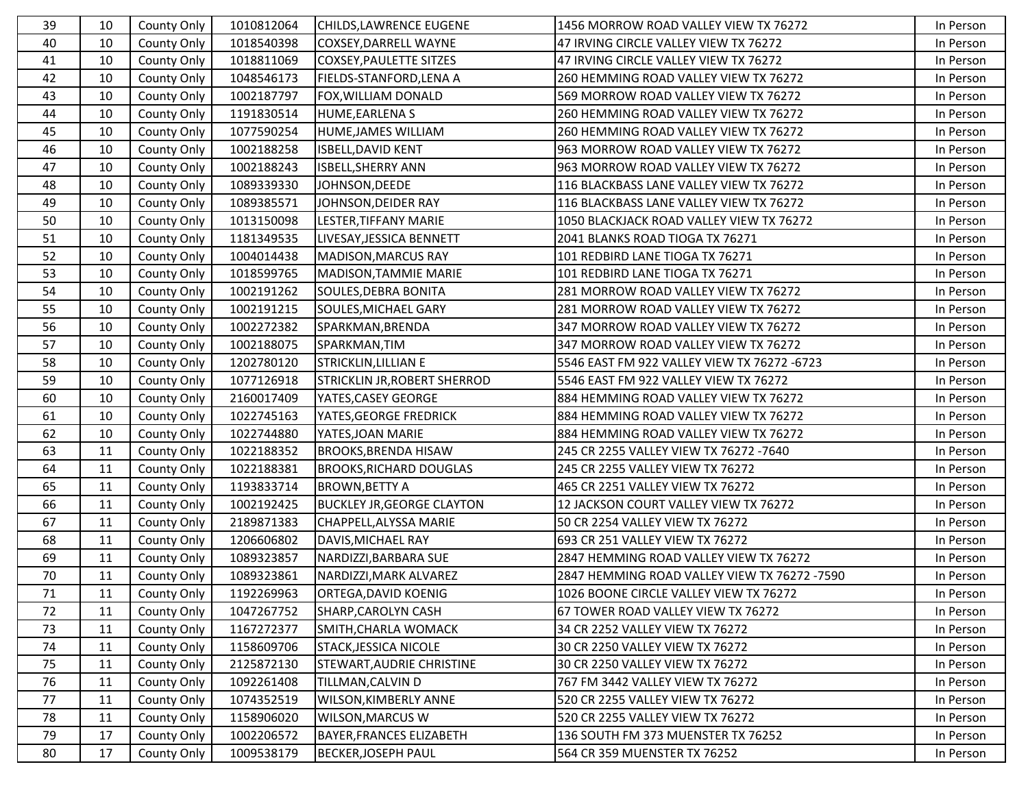| | | | | | | |
|---|---|---|---|---|---|---|
| 39 | 10 | County Only | 1010812064 | CHILDS,LAWRENCE EUGENE | 1456 MORROW ROAD VALLEY VIEW TX 76272 | In Person |
| 40 | 10 | County Only | 1018540398 | COXSEY,DARRELL WAYNE | 47 IRVING CIRCLE VALLEY VIEW TX 76272 | In Person |
| 41 | 10 | County Only | 1018811069 | COXSEY,PAULETTE SITZES | 47 IRVING CIRCLE VALLEY VIEW TX 76272 | In Person |
| 42 | 10 | County Only | 1048546173 | FIELDS-STANFORD,LENA A | 260 HEMMING ROAD VALLEY VIEW TX 76272 | In Person |
| 43 | 10 | County Only | 1002187797 | FOX,WILLIAM DONALD | 569 MORROW ROAD VALLEY VIEW TX 76272 | In Person |
| 44 | 10 | County Only | 1191830514 | HUME,EARLENA S | 260 HEMMING ROAD VALLEY VIEW TX 76272 | In Person |
| 45 | 10 | County Only | 1077590254 | HUME,JAMES WILLIAM | 260 HEMMING ROAD VALLEY VIEW TX 76272 | In Person |
| 46 | 10 | County Only | 1002188258 | ISBELL,DAVID KENT | 963 MORROW ROAD VALLEY VIEW TX 76272 | In Person |
| 47 | 10 | County Only | 1002188243 | ISBELL,SHERRY ANN | 963 MORROW ROAD VALLEY VIEW TX 76272 | In Person |
| 48 | 10 | County Only | 1089339330 | JOHNSON,DEEDE | 116 BLACKBASS LANE VALLEY VIEW TX 76272 | In Person |
| 49 | 10 | County Only | 1089385571 | JOHNSON,DEIDER RAY | 116 BLACKBASS LANE VALLEY VIEW TX 76272 | In Person |
| 50 | 10 | County Only | 1013150098 | LESTER,TIFFANY MARIE | 1050 BLACKJACK ROAD VALLEY VIEW TX 76272 | In Person |
| 51 | 10 | County Only | 1181349535 | LIVESAY,JESSICA BENNETT | 2041 BLANKS ROAD TIOGA TX 76271 | In Person |
| 52 | 10 | County Only | 1004014438 | MADISON,MARCUS RAY | 101 REDBIRD LANE TIOGA TX 76271 | In Person |
| 53 | 10 | County Only | 1018599765 | MADISON,TAMMIE MARIE | 101 REDBIRD LANE TIOGA TX 76271 | In Person |
| 54 | 10 | County Only | 1002191262 | SOULES,DEBRA BONITA | 281 MORROW ROAD VALLEY VIEW TX 76272 | In Person |
| 55 | 10 | County Only | 1002191215 | SOULES,MICHAEL GARY | 281 MORROW ROAD VALLEY VIEW TX 76272 | In Person |
| 56 | 10 | County Only | 1002272382 | SPARKMAN,BRENDA | 347 MORROW ROAD VALLEY VIEW TX 76272 | In Person |
| 57 | 10 | County Only | 1002188075 | SPARKMAN,TIM | 347 MORROW ROAD VALLEY VIEW TX 76272 | In Person |
| 58 | 10 | County Only | 1202780120 | STRICKLIN,LILLIAN E | 5546 EAST FM 922 VALLEY VIEW TX 76272 -6723 | In Person |
| 59 | 10 | County Only | 1077126918 | STRICKLIN JR,ROBERT SHERROD | 5546 EAST FM 922 VALLEY VIEW TX 76272 | In Person |
| 60 | 10 | County Only | 2160017409 | YATES,CASEY GEORGE | 884 HEMMING ROAD VALLEY VIEW TX 76272 | In Person |
| 61 | 10 | County Only | 1022745163 | YATES,GEORGE FREDRICK | 884 HEMMING ROAD VALLEY VIEW TX 76272 | In Person |
| 62 | 10 | County Only | 1022744880 | YATES,JOAN MARIE | 884 HEMMING ROAD VALLEY VIEW TX 76272 | In Person |
| 63 | 11 | County Only | 1022188352 | BROOKS,BRENDA HISAW | 245 CR 2255 VALLEY VIEW TX 76272 -7640 | In Person |
| 64 | 11 | County Only | 1022188381 | BROOKS,RICHARD DOUGLAS | 245 CR 2255 VALLEY VIEW TX 76272 | In Person |
| 65 | 11 | County Only | 1193833714 | BROWN,BETTY A | 465 CR 2251 VALLEY VIEW TX 76272 | In Person |
| 66 | 11 | County Only | 1002192425 | BUCKLEY JR,GEORGE CLAYTON | 12 JACKSON COURT VALLEY VIEW TX 76272 | In Person |
| 67 | 11 | County Only | 2189871383 | CHAPPELL,ALYSSA MARIE | 50 CR 2254 VALLEY VIEW TX 76272 | In Person |
| 68 | 11 | County Only | 1206606802 | DAVIS,MICHAEL RAY | 693 CR 251 VALLEY VIEW TX 76272 | In Person |
| 69 | 11 | County Only | 1089323857 | NARDIZZI,BARBARA SUE | 2847 HEMMING ROAD VALLEY VIEW TX 76272 | In Person |
| 70 | 11 | County Only | 1089323861 | NARDIZZI,MARK ALVAREZ | 2847 HEMMING ROAD VALLEY VIEW TX 76272 -7590 | In Person |
| 71 | 11 | County Only | 1192269963 | ORTEGA,DAVID KOENIG | 1026 BOONE CIRCLE VALLEY VIEW TX 76272 | In Person |
| 72 | 11 | County Only | 1047267752 | SHARP,CAROLYN CASH | 67 TOWER ROAD VALLEY VIEW TX 76272 | In Person |
| 73 | 11 | County Only | 1167272377 | SMITH,CHARLA WOMACK | 34 CR 2252 VALLEY VIEW TX 76272 | In Person |
| 74 | 11 | County Only | 1158609706 | STACK,JESSICA NICOLE | 30 CR 2250 VALLEY VIEW TX 76272 | In Person |
| 75 | 11 | County Only | 2125872130 | STEWART,AUDRIE CHRISTINE | 30 CR 2250 VALLEY VIEW TX 76272 | In Person |
| 76 | 11 | County Only | 1092261408 | TILLMAN,CALVIN D | 767 FM 3442 VALLEY VIEW TX 76272 | In Person |
| 77 | 11 | County Only | 1074352519 | WILSON,KIMBERLY ANNE | 520 CR 2255 VALLEY VIEW TX 76272 | In Person |
| 78 | 11 | County Only | 1158906020 | WILSON,MARCUS W | 520 CR 2255 VALLEY VIEW TX 76272 | In Person |
| 79 | 17 | County Only | 1002206572 | BAYER,FRANCES ELIZABETH | 136 SOUTH FM 373 MUENSTER TX 76252 | In Person |
| 80 | 17 | County Only | 1009538179 | BECKER,JOSEPH PAUL | 564 CR 359 MUENSTER TX 76252 | In Person |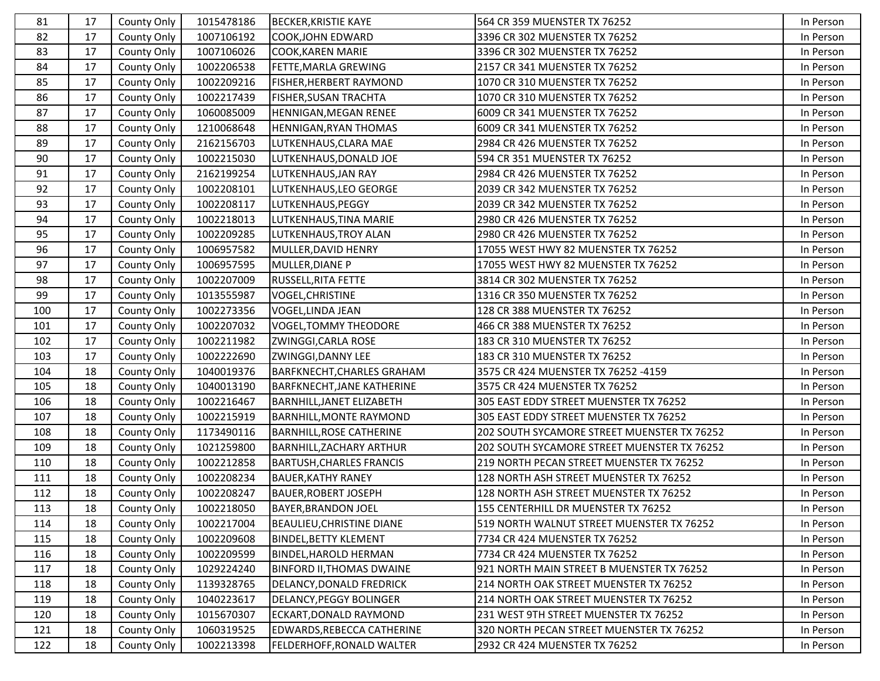| 81 | 17 | County Only | 1015478186 | BECKER,KRISTIE KAYE | 564 CR 359 MUENSTER TX 76252 | In Person |
|---|---|---|---|---|---|---|
| 82 | 17 | County Only | 1007106192 | COOK,JOHN EDWARD | 3396 CR 302 MUENSTER TX 76252 | In Person |
| 83 | 17 | County Only | 1007106026 | COOK,KAREN MARIE | 3396 CR 302 MUENSTER TX 76252 | In Person |
| 84 | 17 | County Only | 1002206538 | FETTE,MARLA GREWING | 2157 CR 341 MUENSTER TX 76252 | In Person |
| 85 | 17 | County Only | 1002209216 | FISHER,HERBERT RAYMOND | 1070 CR 310 MUENSTER TX 76252 | In Person |
| 86 | 17 | County Only | 1002217439 | FISHER,SUSAN TRACHTA | 1070 CR 310 MUENSTER TX 76252 | In Person |
| 87 | 17 | County Only | 1060085009 | HENNIGAN,MEGAN RENEE | 6009 CR 341 MUENSTER TX 76252 | In Person |
| 88 | 17 | County Only | 1210068648 | HENNIGAN,RYAN THOMAS | 6009 CR 341 MUENSTER TX 76252 | In Person |
| 89 | 17 | County Only | 2162156703 | LUTKENHAUS,CLARA MAE | 2984 CR 426 MUENSTER TX 76252 | In Person |
| 90 | 17 | County Only | 1002215030 | LUTKENHAUS,DONALD JOE | 594 CR 351 MUENSTER TX 76252 | In Person |
| 91 | 17 | County Only | 2162199254 | LUTKENHAUS,JAN RAY | 2984 CR 426 MUENSTER TX 76252 | In Person |
| 92 | 17 | County Only | 1002208101 | LUTKENHAUS,LEO GEORGE | 2039 CR 342 MUENSTER TX 76252 | In Person |
| 93 | 17 | County Only | 1002208117 | LUTKENHAUS,PEGGY | 2039 CR 342 MUENSTER TX 76252 | In Person |
| 94 | 17 | County Only | 1002218013 | LUTKENHAUS,TINA MARIE | 2980 CR 426 MUENSTER TX 76252 | In Person |
| 95 | 17 | County Only | 1002209285 | LUTKENHAUS,TROY ALAN | 2980 CR 426 MUENSTER TX 76252 | In Person |
| 96 | 17 | County Only | 1006957582 | MULLER,DAVID HENRY | 17055 WEST HWY 82 MUENSTER TX 76252 | In Person |
| 97 | 17 | County Only | 1006957595 | MULLER,DIANE P | 17055 WEST HWY 82 MUENSTER TX 76252 | In Person |
| 98 | 17 | County Only | 1002207009 | RUSSELL,RITA FETTE | 3814 CR 302 MUENSTER TX 76252 | In Person |
| 99 | 17 | County Only | 1013555987 | VOGEL,CHRISTINE | 1316 CR 350 MUENSTER TX 76252 | In Person |
| 100 | 17 | County Only | 1002273356 | VOGEL,LINDA JEAN | 128 CR 388 MUENSTER TX 76252 | In Person |
| 101 | 17 | County Only | 1002207032 | VOGEL,TOMMY THEODORE | 466 CR 388 MUENSTER TX 76252 | In Person |
| 102 | 17 | County Only | 1002211982 | ZWINGGI,CARLA ROSE | 183 CR 310 MUENSTER TX 76252 | In Person |
| 103 | 17 | County Only | 1002222690 | ZWINGGI,DANNY LEE | 183 CR 310 MUENSTER TX 76252 | In Person |
| 104 | 18 | County Only | 1040019376 | BARFKNECHT,CHARLES GRAHAM | 3575 CR 424 MUENSTER TX 76252 -4159 | In Person |
| 105 | 18 | County Only | 1040013190 | BARFKNECHT,JANE KATHERINE | 3575 CR 424 MUENSTER TX 76252 | In Person |
| 106 | 18 | County Only | 1002216467 | BARNHILL,JANET ELIZABETH | 305 EAST EDDY STREET MUENSTER TX 76252 | In Person |
| 107 | 18 | County Only | 1002215919 | BARNHILL,MONTE RAYMOND | 305 EAST EDDY STREET MUENSTER TX 76252 | In Person |
| 108 | 18 | County Only | 1173490116 | BARNHILL,ROSE CATHERINE | 202 SOUTH SYCAMORE STREET MUENSTER TX 76252 | In Person |
| 109 | 18 | County Only | 1021259800 | BARNHILL,ZACHARY ARTHUR | 202 SOUTH SYCAMORE STREET MUENSTER TX 76252 | In Person |
| 110 | 18 | County Only | 1002212858 | BARTUSH,CHARLES FRANCIS | 219 NORTH PECAN STREET MUENSTER TX 76252 | In Person |
| 111 | 18 | County Only | 1002208234 | BAUER,KATHY RANEY | 128 NORTH ASH STREET MUENSTER TX 76252 | In Person |
| 112 | 18 | County Only | 1002208247 | BAUER,ROBERT JOSEPH | 128 NORTH ASH STREET MUENSTER TX 76252 | In Person |
| 113 | 18 | County Only | 1002218050 | BAYER,BRANDON JOEL | 155 CENTERHILL DR MUENSTER TX 76252 | In Person |
| 114 | 18 | County Only | 1002217004 | BEAULIEU,CHRISTINE DIANE | 519 NORTH WALNUT STREET MUENSTER TX 76252 | In Person |
| 115 | 18 | County Only | 1002209608 | BINDEL,BETTY KLEMENT | 7734 CR 424 MUENSTER TX 76252 | In Person |
| 116 | 18 | County Only | 1002209599 | BINDEL,HAROLD HERMAN | 7734 CR 424 MUENSTER TX 76252 | In Person |
| 117 | 18 | County Only | 1029224240 | BINFORD II,THOMAS DWAINE | 921 NORTH MAIN STREET B MUENSTER TX 76252 | In Person |
| 118 | 18 | County Only | 1139328765 | DELANCY,DONALD FREDRICK | 214 NORTH OAK STREET MUENSTER TX 76252 | In Person |
| 119 | 18 | County Only | 1040223617 | DELANCY,PEGGY BOLINGER | 214 NORTH OAK STREET MUENSTER TX 76252 | In Person |
| 120 | 18 | County Only | 1015670307 | ECKART,DONALD RAYMOND | 231 WEST 9TH STREET MUENSTER TX 76252 | In Person |
| 121 | 18 | County Only | 1060319525 | EDWARDS,REBECCA CATHERINE | 320 NORTH PECAN STREET MUENSTER TX 76252 | In Person |
| 122 | 18 | County Only | 1002213398 | FELDERHOFF,RONALD WALTER | 2932 CR 424 MUENSTER TX 76252 | In Person |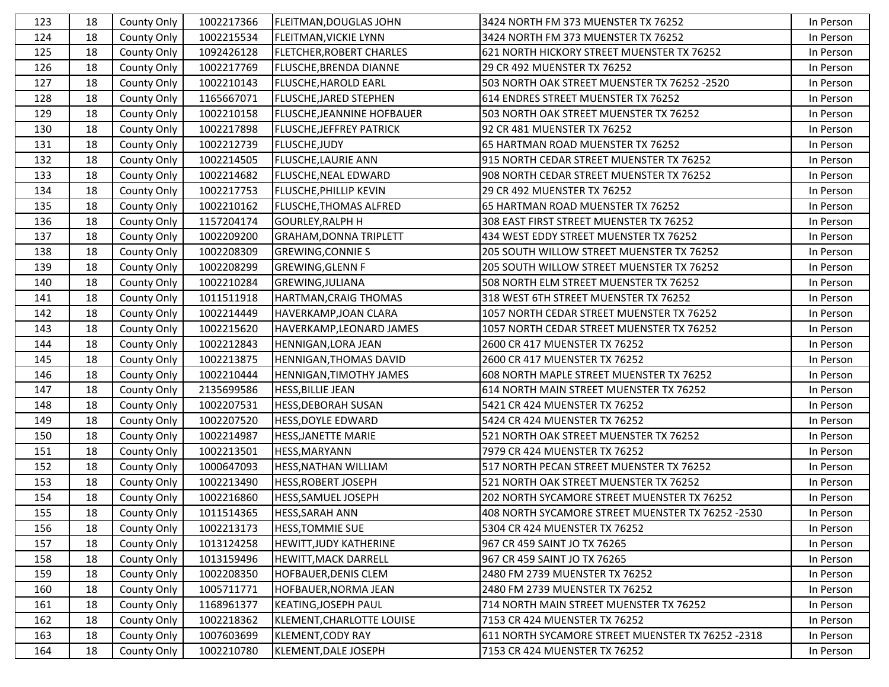| | | | | | | |
|---|---|---|---|---|---|---|
| 123 | 18 | County Only | 1002217366 | FLEITMAN,DOUGLAS JOHN | 3424 NORTH FM 373 MUENSTER TX 76252 | In Person |
| 124 | 18 | County Only | 1002215534 | FLEITMAN,VICKIE LYNN | 3424 NORTH FM 373 MUENSTER TX 76252 | In Person |
| 125 | 18 | County Only | 1092426128 | FLETCHER,ROBERT CHARLES | 621 NORTH HICKORY STREET MUENSTER TX 76252 | In Person |
| 126 | 18 | County Only | 1002217769 | FLUSCHE,BRENDA DIANNE | 29 CR 492 MUENSTER TX 76252 | In Person |
| 127 | 18 | County Only | 1002210143 | FLUSCHE,HAROLD EARL | 503 NORTH OAK STREET MUENSTER TX 76252 -2520 | In Person |
| 128 | 18 | County Only | 1165667071 | FLUSCHE,JARED STEPHEN | 614 ENDRES STREET MUENSTER TX 76252 | In Person |
| 129 | 18 | County Only | 1002210158 | FLUSCHE,JEANNINE HOFBAUER | 503 NORTH OAK STREET MUENSTER TX 76252 | In Person |
| 130 | 18 | County Only | 1002217898 | FLUSCHE,JEFFREY PATRICK | 92 CR 481 MUENSTER TX 76252 | In Person |
| 131 | 18 | County Only | 1002212739 | FLUSCHE,JUDY | 65 HARTMAN ROAD MUENSTER TX 76252 | In Person |
| 132 | 18 | County Only | 1002214505 | FLUSCHE,LAURIE ANN | 915 NORTH CEDAR STREET MUENSTER TX 76252 | In Person |
| 133 | 18 | County Only | 1002214682 | FLUSCHE,NEAL EDWARD | 908 NORTH CEDAR STREET MUENSTER TX 76252 | In Person |
| 134 | 18 | County Only | 1002217753 | FLUSCHE,PHILLIP KEVIN | 29 CR 492 MUENSTER TX 76252 | In Person |
| 135 | 18 | County Only | 1002210162 | FLUSCHE,THOMAS ALFRED | 65 HARTMAN ROAD MUENSTER TX 76252 | In Person |
| 136 | 18 | County Only | 1157204174 | GOURLEY,RALPH H | 308 EAST FIRST STREET MUENSTER TX 76252 | In Person |
| 137 | 18 | County Only | 1002209200 | GRAHAM,DONNA TRIPLETT | 434 WEST EDDY STREET MUENSTER TX 76252 | In Person |
| 138 | 18 | County Only | 1002208309 | GREWING,CONNIE S | 205 SOUTH WILLOW STREET MUENSTER TX 76252 | In Person |
| 139 | 18 | County Only | 1002208299 | GREWING,GLENN F | 205 SOUTH WILLOW STREET MUENSTER TX 76252 | In Person |
| 140 | 18 | County Only | 1002210284 | GREWING,JULIANA | 508 NORTH ELM STREET MUENSTER TX 76252 | In Person |
| 141 | 18 | County Only | 1011511918 | HARTMAN,CRAIG THOMAS | 318 WEST 6TH STREET MUENSTER TX 76252 | In Person |
| 142 | 18 | County Only | 1002214449 | HAVERKAMP,JOAN CLARA | 1057 NORTH CEDAR STREET MUENSTER TX 76252 | In Person |
| 143 | 18 | County Only | 1002215620 | HAVERKAMP,LEONARD JAMES | 1057 NORTH CEDAR STREET MUENSTER TX 76252 | In Person |
| 144 | 18 | County Only | 1002212843 | HENNIGAN,LORA JEAN | 2600 CR 417 MUENSTER TX 76252 | In Person |
| 145 | 18 | County Only | 1002213875 | HENNIGAN,THOMAS DAVID | 2600 CR 417 MUENSTER TX 76252 | In Person |
| 146 | 18 | County Only | 1002210444 | HENNIGAN,TIMOTHY JAMES | 608 NORTH MAPLE STREET MUENSTER TX 76252 | In Person |
| 147 | 18 | County Only | 2135699586 | HESS,BILLIE JEAN | 614 NORTH MAIN STREET MUENSTER TX 76252 | In Person |
| 148 | 18 | County Only | 1002207531 | HESS,DEBORAH SUSAN | 5421 CR 424 MUENSTER TX 76252 | In Person |
| 149 | 18 | County Only | 1002207520 | HESS,DOYLE EDWARD | 5424 CR 424 MUENSTER TX 76252 | In Person |
| 150 | 18 | County Only | 1002214987 | HESS,JANETTE MARIE | 521 NORTH OAK STREET MUENSTER TX 76252 | In Person |
| 151 | 18 | County Only | 1002213501 | HESS,MARYANN | 7979 CR 424 MUENSTER TX 76252 | In Person |
| 152 | 18 | County Only | 1000647093 | HESS,NATHAN WILLIAM | 517 NORTH PECAN STREET MUENSTER TX 76252 | In Person |
| 153 | 18 | County Only | 1002213490 | HESS,ROBERT JOSEPH | 521 NORTH OAK STREET MUENSTER TX 76252 | In Person |
| 154 | 18 | County Only | 1002216860 | HESS,SAMUEL JOSEPH | 202 NORTH SYCAMORE STREET MUENSTER TX 76252 | In Person |
| 155 | 18 | County Only | 1011514365 | HESS,SARAH ANN | 408 NORTH SYCAMORE STREET MUENSTER TX 76252 -2530 | In Person |
| 156 | 18 | County Only | 1002213173 | HESS,TOMMIE SUE | 5304 CR 424 MUENSTER TX 76252 | In Person |
| 157 | 18 | County Only | 1013124258 | HEWITT,JUDY KATHERINE | 967 CR 459 SAINT JO TX 76265 | In Person |
| 158 | 18 | County Only | 1013159496 | HEWITT,MACK DARRELL | 967 CR 459 SAINT JO TX 76265 | In Person |
| 159 | 18 | County Only | 1002208350 | HOFBAUER,DENIS CLEM | 2480 FM 2739 MUENSTER TX 76252 | In Person |
| 160 | 18 | County Only | 1005711771 | HOFBAUER,NORMA JEAN | 2480 FM 2739 MUENSTER TX 76252 | In Person |
| 161 | 18 | County Only | 1168961377 | KEATING,JOSEPH PAUL | 714 NORTH MAIN STREET MUENSTER TX 76252 | In Person |
| 162 | 18 | County Only | 1002218362 | KLEMENT,CHARLOTTE LOUISE | 7153 CR 424 MUENSTER TX 76252 | In Person |
| 163 | 18 | County Only | 1007603699 | KLEMENT,CODY RAY | 611 NORTH SYCAMORE STREET MUENSTER TX 76252 -2318 | In Person |
| 164 | 18 | County Only | 1002210780 | KLEMENT,DALE JOSEPH | 7153 CR 424 MUENSTER TX 76252 | In Person |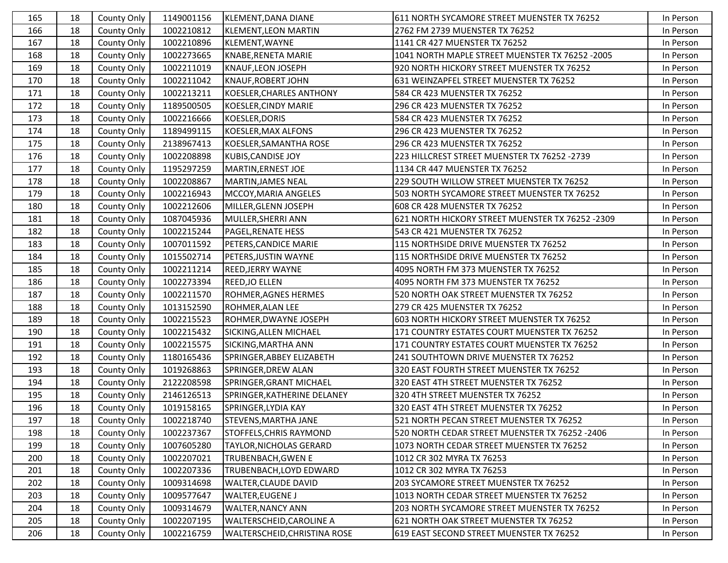| 165 | 18 | County Only | 1149001156 | KLEMENT,DANA DIANE | 611 NORTH SYCAMORE STREET MUENSTER TX 76252 | In Person |
|---|---|---|---|---|---|---|
| 166 | 18 | County Only | 1002210812 | KLEMENT,LEON MARTIN | 2762 FM 2739 MUENSTER TX 76252 | In Person |
| 167 | 18 | County Only | 1002210896 | KLEMENT,WAYNE | 1141 CR 427 MUENSTER TX 76252 | In Person |
| 168 | 18 | County Only | 1002273665 | KNABE,RENETA MARIE | 1041 NORTH MAPLE STREET MUENSTER TX 76252 -2005 | In Person |
| 169 | 18 | County Only | 1002211019 | KNAUF,LEON JOSEPH | 920 NORTH HICKORY STREET MUENSTER TX 76252 | In Person |
| 170 | 18 | County Only | 1002211042 | KNAUF,ROBERT JOHN | 631 WEINZAPFEL STREET MUENSTER TX 76252 | In Person |
| 171 | 18 | County Only | 1002213211 | KOESLER,CHARLES ANTHONY | 584 CR 423 MUENSTER TX 76252 | In Person |
| 172 | 18 | County Only | 1189500505 | KOESLER,CINDY MARIE | 296 CR 423 MUENSTER TX 76252 | In Person |
| 173 | 18 | County Only | 1002216666 | KOESLER,DORIS | 584 CR 423 MUENSTER TX 76252 | In Person |
| 174 | 18 | County Only | 1189499115 | KOESLER,MAX ALFONS | 296 CR 423 MUENSTER TX 76252 | In Person |
| 175 | 18 | County Only | 2138967413 | KOESLER,SAMANTHA ROSE | 296 CR 423 MUENSTER TX 76252 | In Person |
| 176 | 18 | County Only | 1002208898 | KUBIS,CANDISE JOY | 223 HILLCREST STREET MUENSTER TX 76252 -2739 | In Person |
| 177 | 18 | County Only | 1195297259 | MARTIN,ERNEST JOE | 1134 CR 447 MUENSTER TX 76252 | In Person |
| 178 | 18 | County Only | 1002208867 | MARTIN,JAMES NEAL | 229 SOUTH WILLOW STREET MUENSTER TX 76252 | In Person |
| 179 | 18 | County Only | 1002216943 | MCCOY,MARIA ANGELES | 503 NORTH SYCAMORE STREET MUENSTER TX 76252 | In Person |
| 180 | 18 | County Only | 1002212606 | MILLER,GLENN JOSEPH | 608 CR 428 MUENSTER TX 76252 | In Person |
| 181 | 18 | County Only | 1087045936 | MULLER,SHERRI ANN | 621 NORTH HICKORY STREET MUENSTER TX 76252 -2309 | In Person |
| 182 | 18 | County Only | 1002215244 | PAGEL,RENATE HESS | 543 CR 421 MUENSTER TX 76252 | In Person |
| 183 | 18 | County Only | 1007011592 | PETERS,CANDICE MARIE | 115 NORTHSIDE DRIVE MUENSTER TX 76252 | In Person |
| 184 | 18 | County Only | 1015502714 | PETERS,JUSTIN WAYNE | 115 NORTHSIDE DRIVE MUENSTER TX 76252 | In Person |
| 185 | 18 | County Only | 1002211214 | REED,JERRY WAYNE | 4095 NORTH FM 373 MUENSTER TX 76252 | In Person |
| 186 | 18 | County Only | 1002273394 | REED,JO ELLEN | 4095 NORTH FM 373 MUENSTER TX 76252 | In Person |
| 187 | 18 | County Only | 1002211570 | ROHMER,AGNES HERMES | 520 NORTH OAK STREET MUENSTER TX 76252 | In Person |
| 188 | 18 | County Only | 1013152590 | ROHMER,ALAN LEE | 279 CR 425 MUENSTER TX 76252 | In Person |
| 189 | 18 | County Only | 1002215523 | ROHMER,DWAYNE JOSEPH | 603 NORTH HICKORY STREET MUENSTER TX 76252 | In Person |
| 190 | 18 | County Only | 1002215432 | SICKING,ALLEN MICHAEL | 171 COUNTRY ESTATES COURT MUENSTER TX 76252 | In Person |
| 191 | 18 | County Only | 1002215575 | SICKING,MARTHA ANN | 171 COUNTRY ESTATES COURT MUENSTER TX 76252 | In Person |
| 192 | 18 | County Only | 1180165436 | SPRINGER,ABBEY ELIZABETH | 241 SOUTHTOWN DRIVE MUENSTER TX 76252 | In Person |
| 193 | 18 | County Only | 1019268863 | SPRINGER,DREW ALAN | 320 EAST FOURTH STREET MUENSTER TX 76252 | In Person |
| 194 | 18 | County Only | 2122208598 | SPRINGER,GRANT MICHAEL | 320 EAST 4TH STREET MUENSTER TX 76252 | In Person |
| 195 | 18 | County Only | 2146126513 | SPRINGER,KATHERINE DELANEY | 320 4TH STREET MUENSTER TX 76252 | In Person |
| 196 | 18 | County Only | 1019158165 | SPRINGER,LYDIA KAY | 320 EAST 4TH STREET MUENSTER TX 76252 | In Person |
| 197 | 18 | County Only | 1002218740 | STEVENS,MARTHA JANE | 521 NORTH PECAN STREET MUENSTER TX 76252 | In Person |
| 198 | 18 | County Only | 1002237367 | STOFFELS,CHRIS RAYMOND | 520 NORTH CEDAR STREET MUENSTER TX 76252 -2406 | In Person |
| 199 | 18 | County Only | 1007605280 | TAYLOR,NICHOLAS GERARD | 1073 NORTH CEDAR STREET MUENSTER TX 76252 | In Person |
| 200 | 18 | County Only | 1002207021 | TRUBENBACH,GWEN E | 1012 CR 302 MYRA TX 76253 | In Person |
| 201 | 18 | County Only | 1002207336 | TRUBENBACH,LOYD EDWARD | 1012 CR 302 MYRA TX 76253 | In Person |
| 202 | 18 | County Only | 1009314698 | WALTER,CLAUDE DAVID | 203 SYCAMORE STREET MUENSTER TX 76252 | In Person |
| 203 | 18 | County Only | 1009577647 | WALTER,EUGENE J | 1013 NORTH CEDAR STREET MUENSTER TX 76252 | In Person |
| 204 | 18 | County Only | 1009314679 | WALTER,NANCY ANN | 203 NORTH SYCAMORE STREET MUENSTER TX 76252 | In Person |
| 205 | 18 | County Only | 1002207195 | WALTERSCHEID,CAROLINE A | 621 NORTH OAK STREET MUENSTER TX 76252 | In Person |
| 206 | 18 | County Only | 1002216759 | WALTERSCHEID,CHRISTINA ROSE | 619 EAST SECOND STREET MUENSTER TX 76252 | In Person |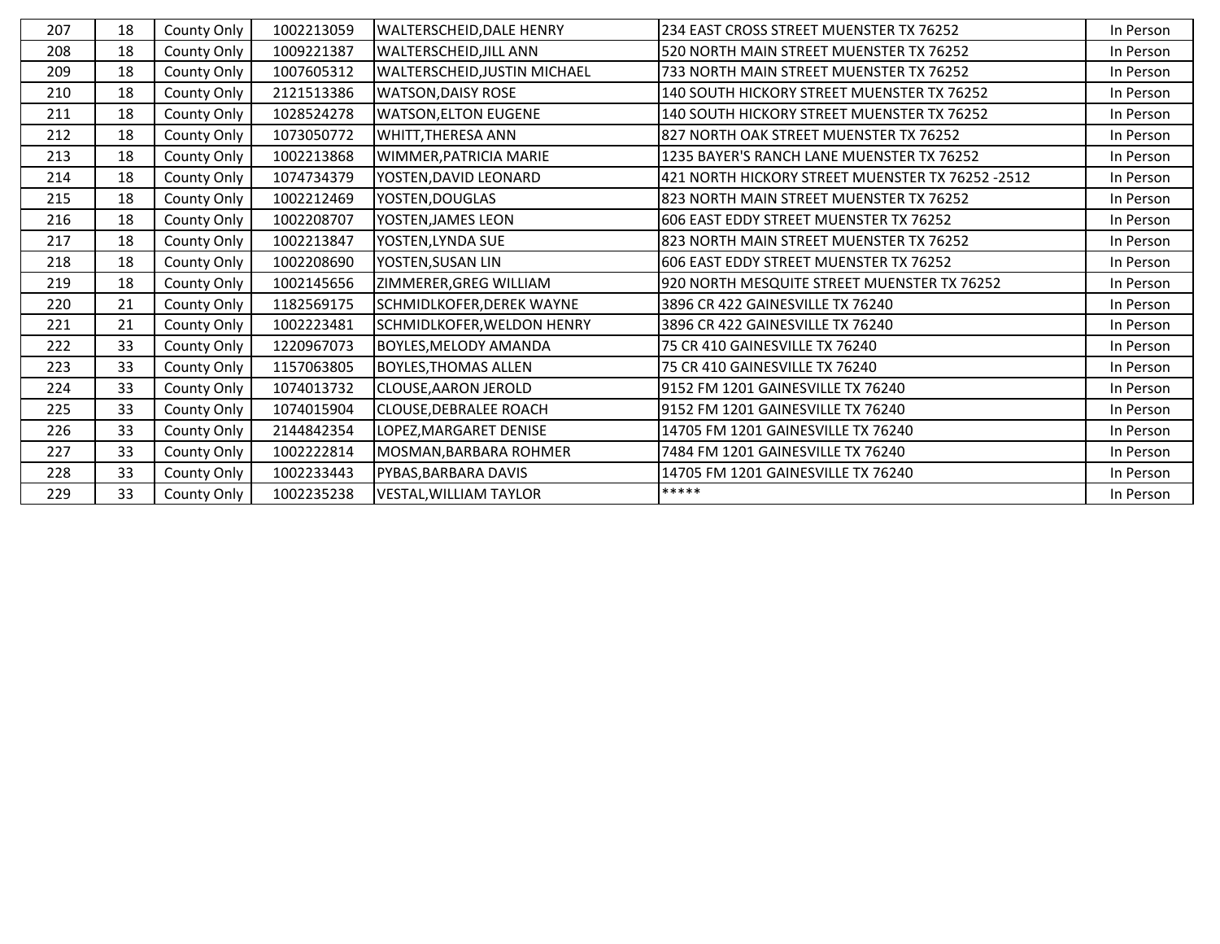| | | | | | | |
|---|---|---|---|---|---|---|
| 207 | 18 | County Only | 1002213059 | WALTERSCHEID,DALE HENRY | 234 EAST CROSS STREET MUENSTER TX 76252 | In Person |
| 208 | 18 | County Only | 1009221387 | WALTERSCHEID,JILL ANN | 520 NORTH MAIN STREET MUENSTER TX 76252 | In Person |
| 209 | 18 | County Only | 1007605312 | WALTERSCHEID,JUSTIN MICHAEL | 733 NORTH MAIN STREET MUENSTER TX 76252 | In Person |
| 210 | 18 | County Only | 2121513386 | WATSON,DAISY ROSE | 140 SOUTH HICKORY STREET MUENSTER TX 76252 | In Person |
| 211 | 18 | County Only | 1028524278 | WATSON,ELTON EUGENE | 140 SOUTH HICKORY STREET MUENSTER TX 76252 | In Person |
| 212 | 18 | County Only | 1073050772 | WHITT,THERESA ANN | 827 NORTH OAK STREET MUENSTER TX 76252 | In Person |
| 213 | 18 | County Only | 1002213868 | WIMMER,PATRICIA MARIE | 1235 BAYER'S RANCH LANE MUENSTER TX 76252 | In Person |
| 214 | 18 | County Only | 1074734379 | YOSTEN,DAVID LEONARD | 421 NORTH HICKORY STREET MUENSTER TX 76252 -2512 | In Person |
| 215 | 18 | County Only | 1002212469 | YOSTEN,DOUGLAS | 823 NORTH MAIN STREET MUENSTER TX 76252 | In Person |
| 216 | 18 | County Only | 1002208707 | YOSTEN,JAMES LEON | 606 EAST EDDY STREET MUENSTER TX 76252 | In Person |
| 217 | 18 | County Only | 1002213847 | YOSTEN,LYNDA SUE | 823 NORTH MAIN STREET MUENSTER TX 76252 | In Person |
| 218 | 18 | County Only | 1002208690 | YOSTEN,SUSAN LIN | 606 EAST EDDY STREET MUENSTER TX 76252 | In Person |
| 219 | 18 | County Only | 1002145656 | ZIMMERER,GREG WILLIAM | 920 NORTH MESQUITE STREET MUENSTER TX 76252 | In Person |
| 220 | 21 | County Only | 1182569175 | SCHMIDLKOFER,DEREK WAYNE | 3896 CR 422 GAINESVILLE TX 76240 | In Person |
| 221 | 21 | County Only | 1002223481 | SCHMIDLKOFER,WELDON HENRY | 3896 CR 422 GAINESVILLE TX 76240 | In Person |
| 222 | 33 | County Only | 1220967073 | BOYLES,MELODY AMANDA | 75 CR 410 GAINESVILLE TX 76240 | In Person |
| 223 | 33 | County Only | 1157063805 | BOYLES,THOMAS ALLEN | 75 CR 410 GAINESVILLE TX 76240 | In Person |
| 224 | 33 | County Only | 1074013732 | CLOUSE,AARON JEROLD | 9152 FM 1201 GAINESVILLE TX 76240 | In Person |
| 225 | 33 | County Only | 1074015904 | CLOUSE,DEBRALEE ROACH | 9152 FM 1201 GAINESVILLE TX 76240 | In Person |
| 226 | 33 | County Only | 2144842354 | LOPEZ,MARGARET DENISE | 14705 FM 1201 GAINESVILLE TX 76240 | In Person |
| 227 | 33 | County Only | 1002222814 | MOSMAN,BARBARA ROHMER | 7484 FM 1201 GAINESVILLE TX 76240 | In Person |
| 228 | 33 | County Only | 1002233443 | PYBAS,BARBARA DAVIS | 14705 FM 1201 GAINESVILLE TX 76240 | In Person |
| 229 | 33 | County Only | 1002235238 | VESTAL,WILLIAM TAYLOR | ***** | In Person |